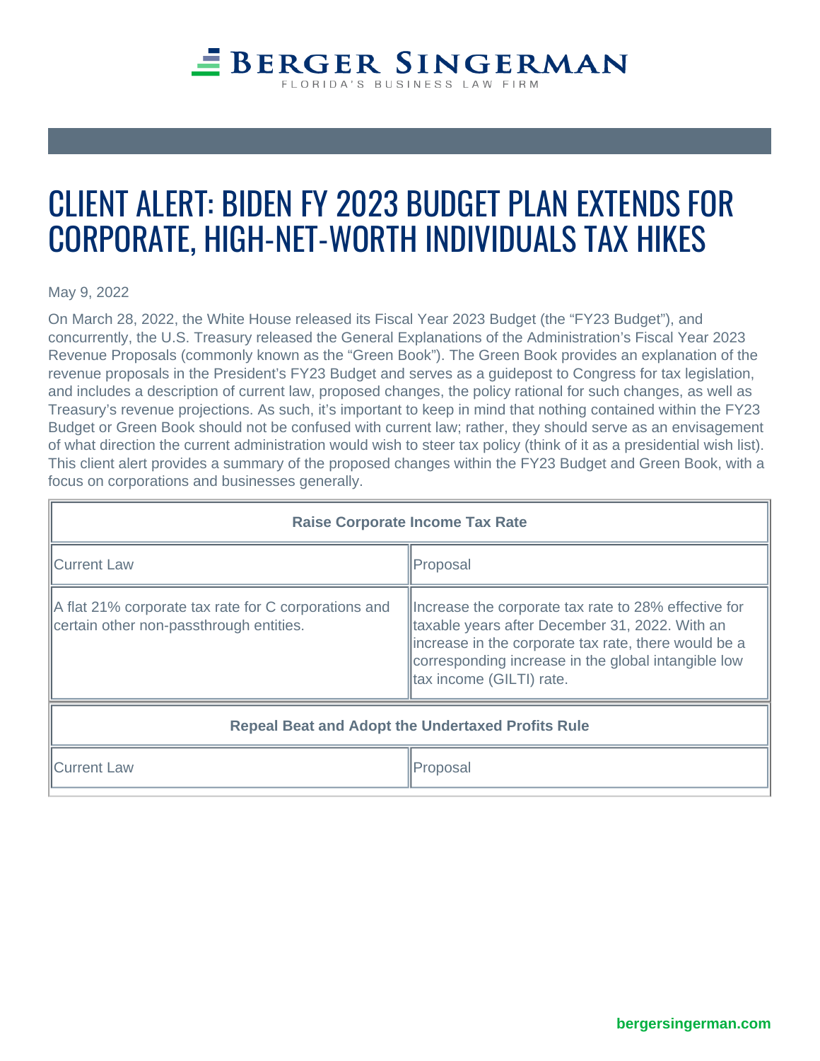# CLIENT ALERT: BIDEN FY 2023 BUDGET PLAN EXTENDS FOR CORPORATE, HIGH-NET-WORTH INDIVIDUALS TAX HIKES

May 9, 2022

On March 28, 2022, the White House released its Fiscal Year 2023 Budget (the "FY23 Budget"), and concurrently, the U.S. Treasury released the General Explanations of the Administration's Fiscal Year 2023 Revenue Proposals (commonly known as the "Green Book"). The Green Book provides an explanation of the revenue proposals in the President's FY23 Budget and serves as a guidepost to Congress for tax legislation, and includes a description of current law, proposed changes, the policy rational for such changes, as well as Treasury's revenue projections. As such, it's important to keep in mind that nothing contained within the FY23 Budget or Green Book should not be confused with current law; rather, they should serve as an envisagement of what direction the current administration would wish to steer tax policy (think of it as a presidential wish list). This client alert provides a summary of the proposed changes within the FY23 Budget and Green Book, with a focus on corporations and businesses generally.

| **Raise Corporate Income Tax Rate** | |
|---|---|
| Current Law | Proposal |
| A flat 21% corporate tax rate for C corporations and certain other non-passthrough entities. | Increase the corporate tax rate to 28% effective for taxable years after December 31, 2022. With an increase in the corporate tax rate, there would be a corresponding increase in the global intangible low tax income (GILTI) rate. |

| **Repeal Beat and Adopt the Undertaxed Profits Rule** | |
|---|---|
| Current Law | Proposal |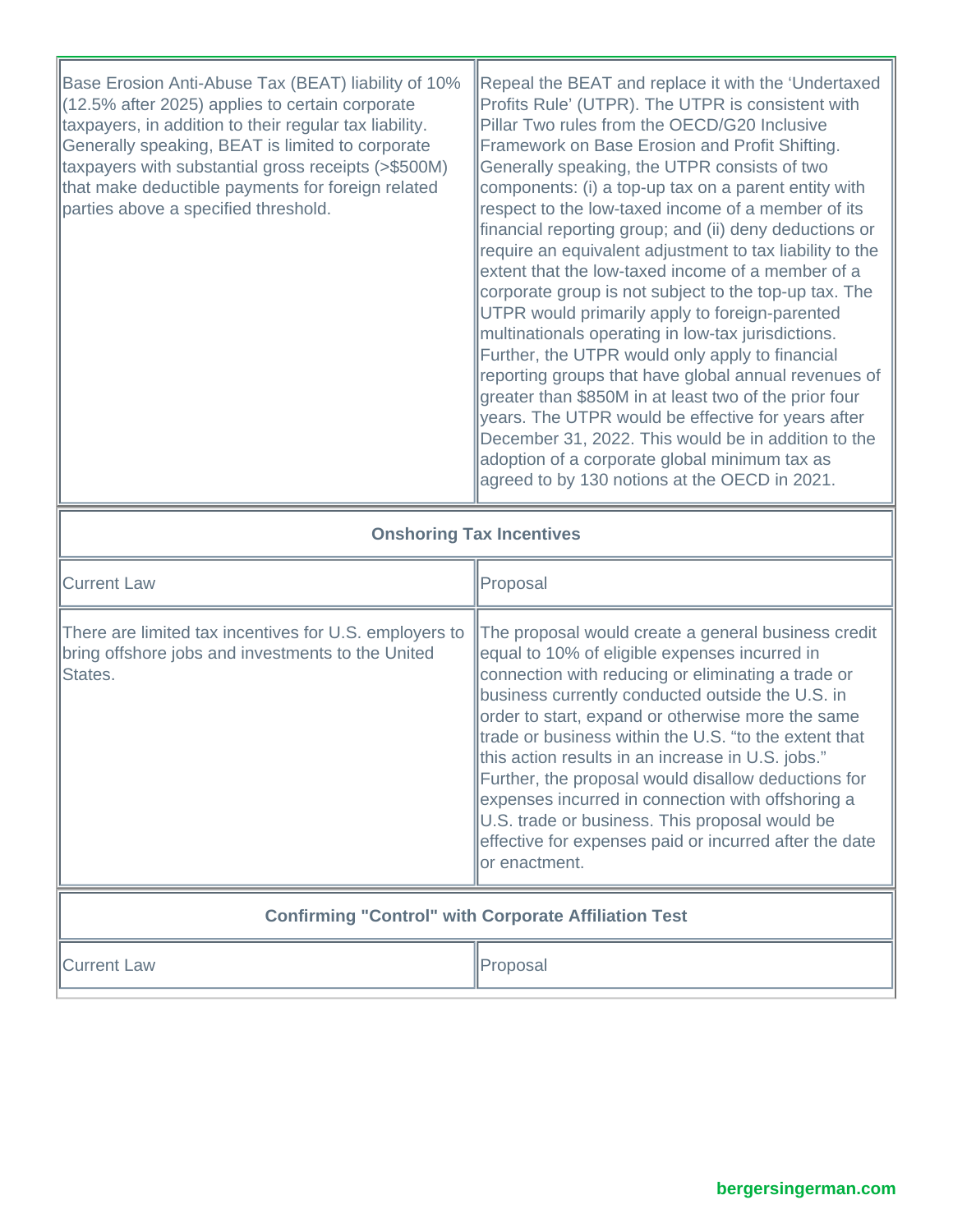| Current Law | Proposal |
|---|---|
| Base Erosion Anti-Abuse Tax (BEAT) liability of 10% (12.5% after 2025) applies to certain corporate taxpayers, in addition to their regular tax liability. Generally speaking, BEAT is limited to corporate taxpayers with substantial gross receipts (>$500M) that make deductible payments for foreign related parties above a specified threshold. | Repeal the BEAT and replace it with the 'Undertaxed Profits Rule' (UTPR). The UTPR is consistent with Pillar Two rules from the OECD/G20 Inclusive Framework on Base Erosion and Profit Shifting. Generally speaking, the UTPR consists of two components: (i) a top-up tax on a parent entity with respect to the low-taxed income of a member of its financial reporting group; and (ii) deny deductions or require an equivalent adjustment to tax liability to the extent that the low-taxed income of a member of a corporate group is not subject to the top-up tax. The UTPR would primarily apply to foreign-parented multinationals operating in low-tax jurisdictions. Further, the UTPR would only apply to financial reporting groups that have global annual revenues of greater than $850M in at least two of the prior four years. The UTPR would be effective for years after December 31, 2022. This would be in addition to the adoption of a corporate global minimum tax as agreed to by 130 notions at the OECD in 2021. |

**Onshoring Tax Incentives**

| Current Law | Proposal |
|---|---|
| There are limited tax incentives for U.S. employers to bring offshore jobs and investments to the United States. | The proposal would create a general business credit equal to 10% of eligible expenses incurred in connection with reducing or eliminating a trade or business currently conducted outside the U.S. in order to start, expand or otherwise more the same trade or business within the U.S. "to the extent that this action results in an increase in U.S. jobs." Further, the proposal would disallow deductions for expenses incurred in connection with offshoring a U.S. trade or business. This proposal would be effective for expenses paid or incurred after the date or enactment. |

**Confirming "Control" with Corporate Affiliation Test**

| Current Law | Proposal |
|---|---|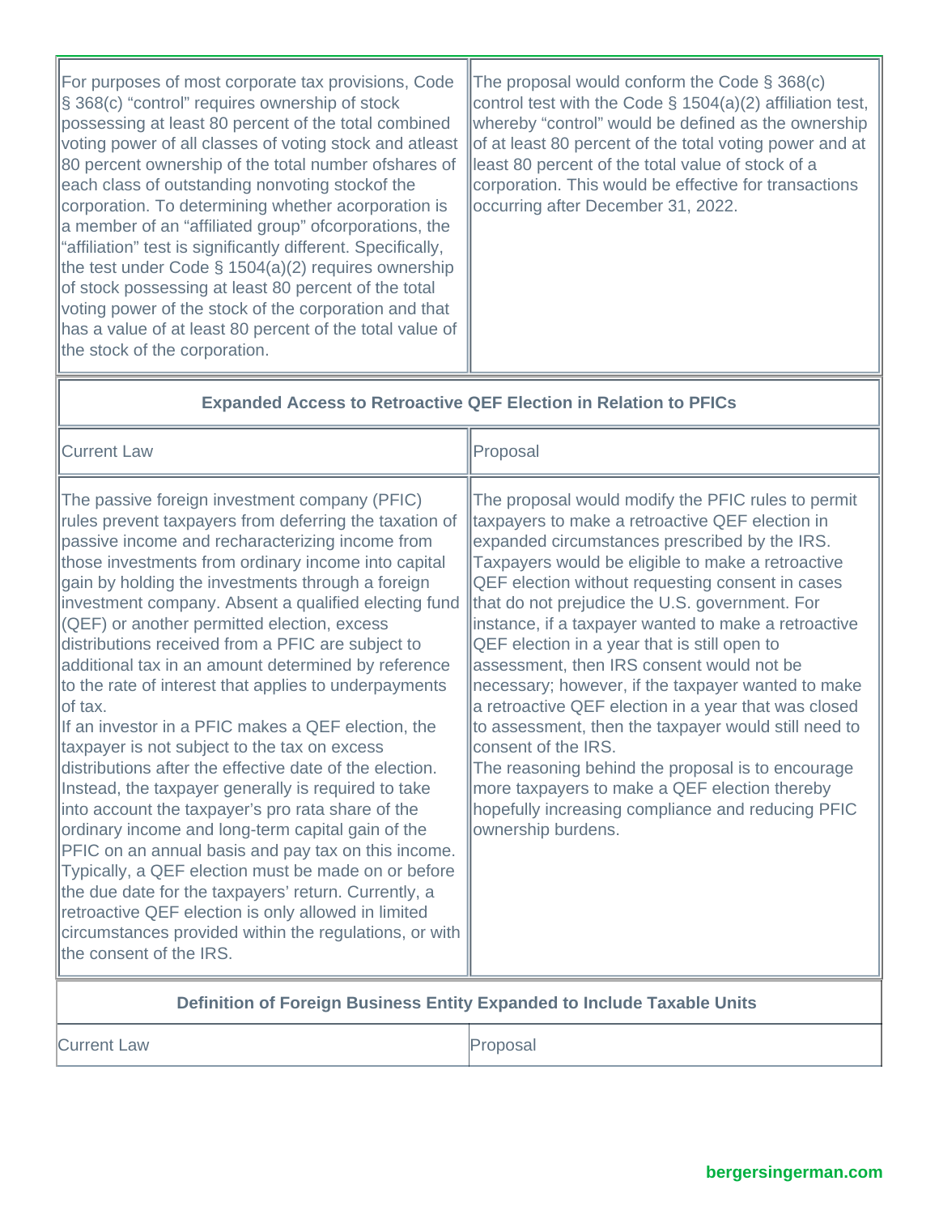| | |
|---|---|
| For purposes of most corporate tax provisions, Code § 368(c) "control" requires ownership of stock possessing at least 80 percent of the total combined voting power of all classes of voting stock and atleast 80 percent ownership of the total number ofshares of each class of outstanding nonvoting stockof the corporation. To determining whether acorporation is a member of an "affiliated group" ofcorporations, the "affiliation" test is significantly different. Specifically, the test under Code § 1504(a)(2) requires ownership of stock possessing at least 80 percent of the total voting power of the stock of the corporation and that has a value of at least 80 percent of the total value of the stock of the corporation. | The proposal would conform the Code § 368(c) control test with the Code § 1504(a)(2) affiliation test, whereby "control" would be defined as the ownership of at least 80 percent of the total voting power and at least 80 percent of the total value of stock of a corporation. This would be effective for transactions occurring after December 31, 2022. |

**Expanded Access to Retroactive QEF Election in Relation to PFICs**

| Current Law | Proposal |
|---|---|
| The passive foreign investment company (PFIC) rules prevent taxpayers from deferring the taxation of passive income and recharacterizing income from those investments from ordinary income into capital gain by holding the investments through a foreign investment company. Absent a qualified electing fund (QEF) or another permitted election, excess distributions received from a PFIC are subject to additional tax in an amount determined by reference to the rate of interest that applies to underpayments of tax.<br>If an investor in a PFIC makes a QEF election, the taxpayer is not subject to the tax on excess distributions after the effective date of the election. Instead, the taxpayer generally is required to take into account the taxpayer's pro rata share of the ordinary income and long-term capital gain of the PFIC on an annual basis and pay tax on this income. Typically, a QEF election must be made on or before the due date for the taxpayers' return. Currently, a retroactive QEF election is only allowed in limited circumstances provided within the regulations, or with the consent of the IRS. | The proposal would modify the PFIC rules to permit taxpayers to make a retroactive QEF election in expanded circumstances prescribed by the IRS. Taxpayers would be eligible to make a retroactive QEF election without requesting consent in cases that do not prejudice the U.S. government. For instance, if a taxpayer wanted to make a retroactive QEF election in a year that is still open to assessment, then IRS consent would not be necessary; however, if the taxpayer wanted to make a retroactive QEF election in a year that was closed to assessment, then the taxpayer would still need to consent of the IRS.<br>The reasoning behind the proposal is to encourage more taxpayers to make a QEF election thereby hopefully increasing compliance and reducing PFIC ownership burdens. |

**Definition of Foreign Business Entity Expanded to Include Taxable Units**

| Current Law | Proposal |
|---|---|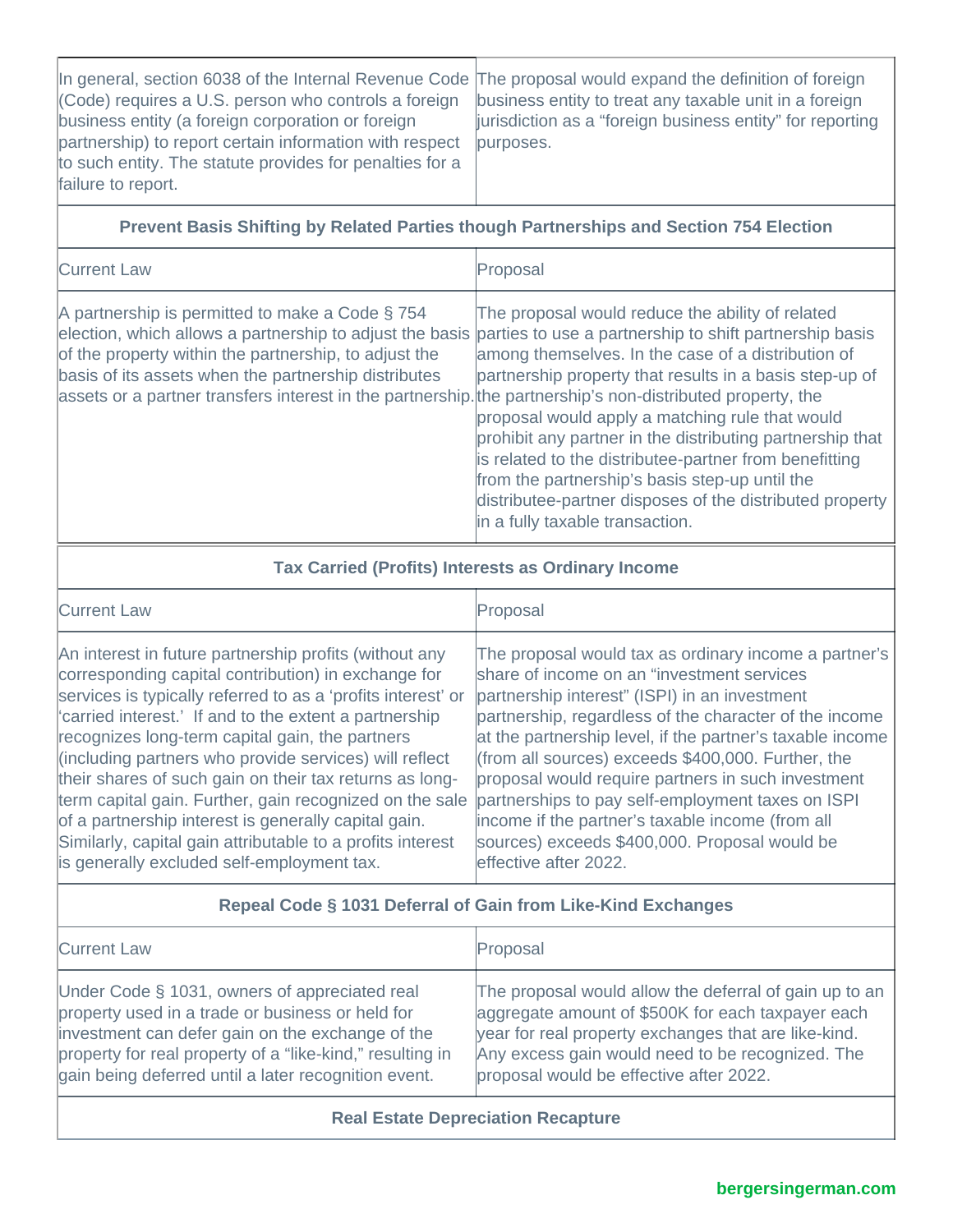| | |
|---|---|
| In general, section 6038 of the Internal Revenue Code (Code) requires a U.S. person who controls a foreign business entity (a foreign corporation or foreign partnership) to report certain information with respect to such entity. The statute provides for penalties for a failure to report. | The proposal would expand the definition of foreign business entity to treat any taxable unit in a foreign jurisdiction as a "foreign business entity" for reporting purposes. |

**Prevent Basis Shifting by Related Parties though Partnerships and Section 754 Election**

| Current Law | Proposal |
|---|---|
| A partnership is permitted to make a Code § 754 election, which allows a partnership to adjust the basis of the property within the partnership, to adjust the basis of its assets when the partnership distributes assets or a partner transfers interest in the partnership. | The proposal would reduce the ability of related parties to use a partnership to shift partnership basis among themselves. In the case of a distribution of partnership property that results in a basis step-up of the partnership's non-distributed property, the proposal would apply a matching rule that would prohibit any partner in the distributing partnership that is related to the distributee-partner from benefitting from the partnership's basis step-up until the distributee-partner disposes of the distributed property in a fully taxable transaction. |

**Tax Carried (Profits) Interests as Ordinary Income**

| Current Law | Proposal |
|---|---|
| An interest in future partnership profits (without any corresponding capital contribution) in exchange for services is typically referred to as a 'profits interest' or 'carried interest.' If and to the extent a partnership recognizes long-term capital gain, the partners (including partners who provide services) will reflect their shares of such gain on their tax returns as long-term capital gain. Further, gain recognized on the sale of a partnership interest is generally capital gain. Similarly, capital gain attributable to a profits interest is generally excluded self-employment tax. | The proposal would tax as ordinary income a partner's share of income on an "investment services partnership interest" (ISPI) in an investment partnership, regardless of the character of the income at the partnership level, if the partner's taxable income (from all sources) exceeds $400,000. Further, the proposal would require partners in such investment partnerships to pay self-employment taxes on ISPI income if the partner's taxable income (from all sources) exceeds $400,000. Proposal would be effective after 2022. |

**Repeal Code § 1031 Deferral of Gain from Like-Kind Exchanges**

| Current Law | Proposal |
|---|---|
| Under Code § 1031, owners of appreciated real property used in a trade or business or held for investment can defer gain on the exchange of the property for real property of a "like-kind," resulting in gain being deferred until a later recognition event. | The proposal would allow the deferral of gain up to an aggregate amount of $500K for each taxpayer each year for real property exchanges that are like-kind. Any excess gain would need to be recognized. The proposal would be effective after 2022. |

**Real Estate Depreciation Recapture**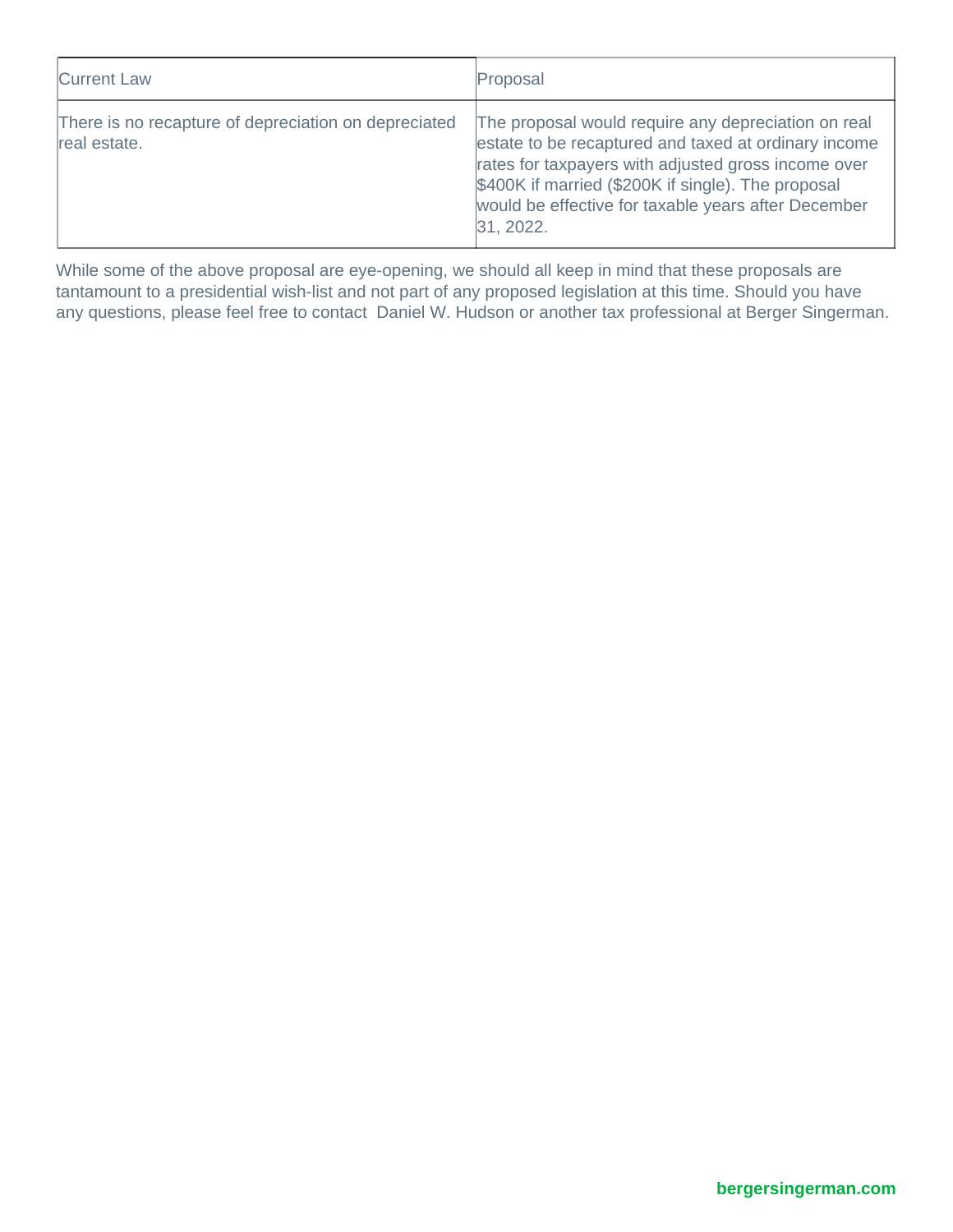| Current Law | Proposal |
|---|---|
| There is no recapture of depreciation on depreciated real estate. | The proposal would require any depreciation on real estate to be recaptured and taxed at ordinary income rates for taxpayers with adjusted gross income over $400K if married ($200K if single). The proposal would be effective for taxable years after December 31, 2022. |

While some of the above proposal are eye-opening, we should all keep in mind that these proposals are tantamount to a presidential wish-list and not part of any proposed legislation at this time. Should you have any questions, please feel free to contact Daniel W. Hudson or another tax professional at Berger Singerman.